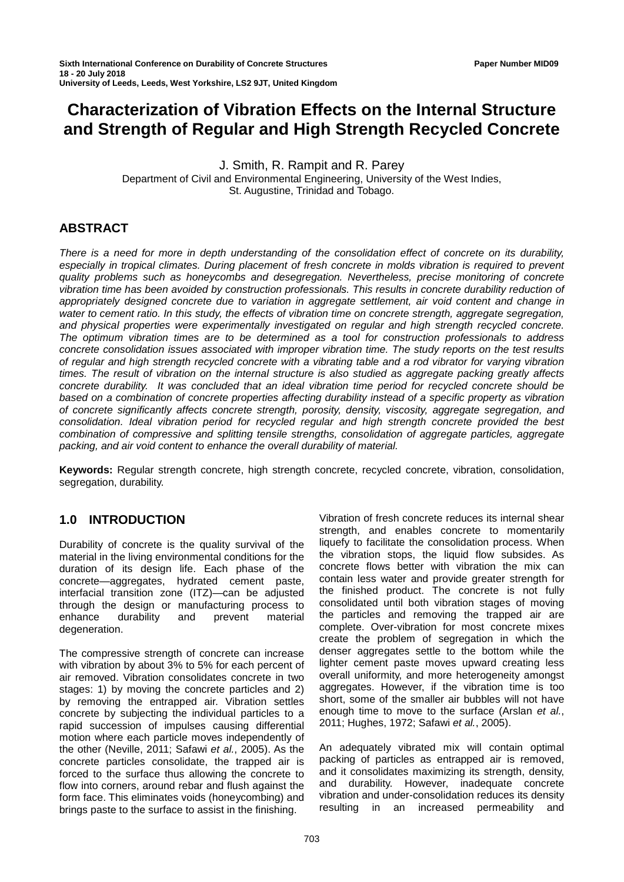# Characterization of Vibration Effects on the Internal Structure and Strength of Regular and High Strength Recycled Concrete

J. Smith, R. Rampit and R. Parey

Department of Civil and Environmental Engineering, University of the West Indies, St. Augustine, Trinidad and Tobago.

## ABSTRACT

*There is a need for more in depth understanding of the consolidation effect of concrete on its durability, especially in tropical climates. During placement of fresh concrete in molds vibration is required to prevent quality problems such as honeycombs and desegregation. Nevertheless, precise monitoring of concrete vibration time has been avoided by construction professionals. This results in concrete durability reduction of appropriately designed concrete due to variation in aggregate settlement, air void content and change in water to cement ratio. In this study, the effects of vibration time on concrete strength, aggregate segregation, and physical properties were experimentally investigated on regular and high strength recycled concrete. The optimum vibration times are to be determined as a tool for construction professionals to address concrete consolidation issues associated with improper vibration time. The study reports on the test results of regular and high strength recycled concrete with a vibrating table and a rod vibrator for varying vibration times. The result of vibration on the internal structure is also studied as aggregate packing greatly affects concrete durability. It was concluded that an ideal vibration time period for recycled concrete should be based on a combination of concrete properties affecting durability instead of a specific property as vibration of concrete significantly affects concrete strength, porosity, density, viscosity, aggregate segregation, and consolidation. Ideal vibration period for recycled regular and high strength concrete provided the best combination of compressive and splitting tensile strengths, consolidation of aggregate particles, aggregate packing, and air void content to enhance the overall durability of material.*

**Keywords:** Regular strength concrete, high strength concrete, recycled concrete, vibration, consolidation, segregation, durability.

## 1.0 INTRODUCTION

Durability of concrete is the quality survival of the material in the living environmental conditions for the duration of its design life. Each phase of the concrete—aggregates, hydrated cement paste, interfacial transition zone (ITZ)—can be adjusted through the design or manufacturing process to enhance durability and prevent material degeneration.

The compressive strength of concrete can increase with vibration by about 3% to 5% for each percent of air removed. Vibration consolidates concrete in two stages: 1) by moving the concrete particles and 2) by removing the entrapped air. Vibration settles concrete by subjecting the individual particles to a rapid succession of impulses causing differential motion where each particle moves independently of the other (Neville, 2011; Safawi *et al.*, 2005). As the concrete particles consolidate, the trapped air is forced to the surface thus allowing the concrete to flow into corners, around rebar and flush against the form face. This eliminates voids (honeycombing) and brings paste to the surface to assist in the finishing.

Vibration of fresh concrete reduces its internal shear strength, and enables concrete to momentarily liquefy to facilitate the consolidation process. When the vibration stops, the liquid flow subsides. As concrete flows better with vibration the mix can contain less water and provide greater strength for the finished product. The concrete is not fully consolidated until both vibration stages of moving the particles and removing the trapped air are complete. Over-vibration for most concrete mixes create the problem of segregation in which the denser aggregates settle to the bottom while the lighter cement paste moves upward creating less overall uniformity, and more heterogeneity amongst aggregates. However, if the vibration time is too short, some of the smaller air bubbles will not have enough time to move to the surface (Arslan *et al.*, 2011; Hughes, 1972; Safawi *et al.*, 2005).

An adequately vibrated mix will contain optimal packing of particles as entrapped air is removed, and it consolidates maximizing its strength, density, and durability. However, inadequate concrete vibration and under-consolidation reduces its density resulting in an increased permeability and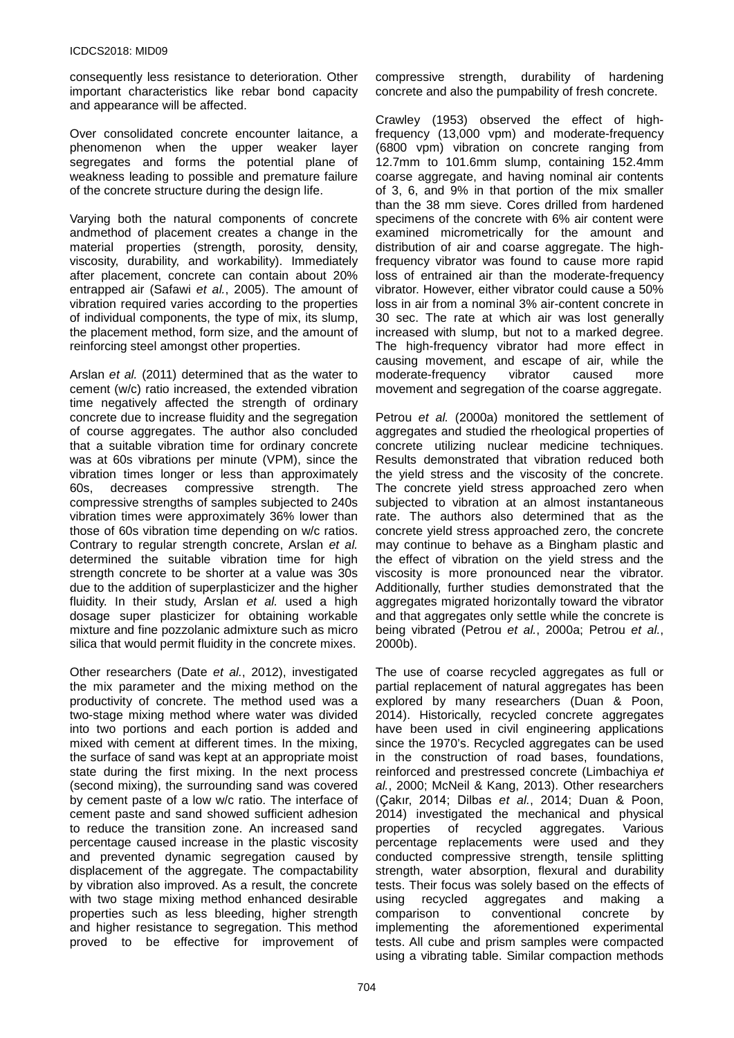consequently less resistance to deterioration. Other important characteristics like rebar bond capacity and appearance will be affected.

Over consolidated concrete encounter laitance, a phenomenon when the upper weaker layer segregates and forms the potential plane of weakness leading to possible and premature failure of the concrete structure during the design life.

Varying both the natural components of concrete andmethod of placement creates a change in the material properties (strength, porosity, density, viscosity, durability, and workability). Immediately after placement, concrete can contain about 20% entrapped air (Safawi *et al.*, 2005). The amount of vibration required varies according to the properties of individual components, the type of mix, its slump, the placement method, form size, and the amount of reinforcing steel amongst other properties.

Arslan *et al.* (2011) determined that as the water to cement (w/c) ratio increased, the extended vibration time negatively affected the strength of ordinary concrete due to increase fluidity and the segregation of course aggregates. The author also concluded that a suitable vibration time for ordinary concrete was at 60s vibrations per minute (VPM), since the vibration times longer or less than approximately 60s, decreases compressive strength. The compressive strengths of samples subjected to 240s vibration times were approximately 36% lower than those of 60s vibration time depending on w/c ratios. Contrary to regular strength concrete, Arslan *et al.* determined the suitable vibration time for high strength concrete to be shorter at a value was 30s due to the addition of superplasticizer and the higher fluidity. In their study, Arslan *et al.* used a high dosage super plasticizer for obtaining workable mixture and fine pozzolanic admixture such as micro silica that would permit fluidity in the concrete mixes.

Other researchers (Date *et al.*, 2012), investigated the mix parameter and the mixing method on the productivity of concrete. The method used was a two-stage mixing method where water was divided into two portions and each portion is added and mixed with cement at different times. In the mixing, the surface of sand was kept at an appropriate moist state during the first mixing. In the next process (second mixing), the surrounding sand was covered by cement paste of a low w/c ratio. The interface of cement paste and sand showed sufficient adhesion to reduce the transition zone. An increased sand percentage caused increase in the plastic viscosity and prevented dynamic segregation caused by displacement of the aggregate. The compactability by vibration also improved. As a result, the concrete with two stage mixing method enhanced desirable properties such as less bleeding, higher strength and higher resistance to segregation. This method proved to be effective for improvement of compressive strength, durability of hardening concrete and also the pumpability of fresh concrete.

Crawley (1953) observed the effect of high-frequency (13,000 vpm) and moderate-frequency (6800 vpm) vibration on concrete ranging from 12.7mm to 101.6mm slump, containing 152.4mm coarse aggregate, and having nominal air contents of 3, 6, and 9% in that portion of the mix smaller than the 38 mm sieve. Cores drilled from hardened specimens of the concrete with 6% air content were examined micrometrically for the amount and distribution of air and coarse aggregate. The high-frequency vibrator was found to cause more rapid loss of entrained air than the moderate-frequency vibrator. However, either vibrator could cause a 50% loss in air from a nominal 3% air-content concrete in 30 sec. The rate at which air was lost generally increased with slump, but not to a marked degree. The high-frequency vibrator had more effect in causing movement, and escape of air, while the moderate-frequency vibrator caused more movement and segregation of the coarse aggregate.

Petrou *et al.* (2000a) monitored the settlement of aggregates and studied the rheological properties of concrete utilizing nuclear medicine techniques. Results demonstrated that vibration reduced both the yield stress and the viscosity of the concrete. The concrete yield stress approached zero when subjected to vibration at an almost instantaneous rate. The authors also determined that as the concrete yield stress approached zero, the concrete may continue to behave as a Bingham plastic and the effect of vibration on the yield stress and the viscosity is more pronounced near the vibrator. Additionally, further studies demonstrated that the aggregates migrated horizontally toward the vibrator and that aggregates only settle while the concrete is being vibrated (Petrou *et al.*, 2000a; Petrou *et al.*, 2000b).

The use of coarse recycled aggregates as full or partial replacement of natural aggregates has been explored by many researchers (Duan & Poon, 2014). Historically, recycled concrete aggregates have been used in civil engineering applications since the 1970's. Recycled aggregates can be used in the construction of road bases, foundations, reinforced and prestressed concrete (Limbachiya *et al.*, 2000; McNeil & Kang, 2013). Other researchers (Çakır, 2014; Dilbas *et al.*, 2014; Duan & Poon, 2014) investigated the mechanical and physical properties of recycled aggregates. Various percentage replacements were used and they conducted compressive strength, tensile splitting strength, water absorption, flexural and durability tests. Their focus was solely based on the effects of using recycled aggregates and making a comparison to conventional concrete by implementing the aforementioned experimental tests. All cube and prism samples were compacted using a vibrating table. Similar compaction methods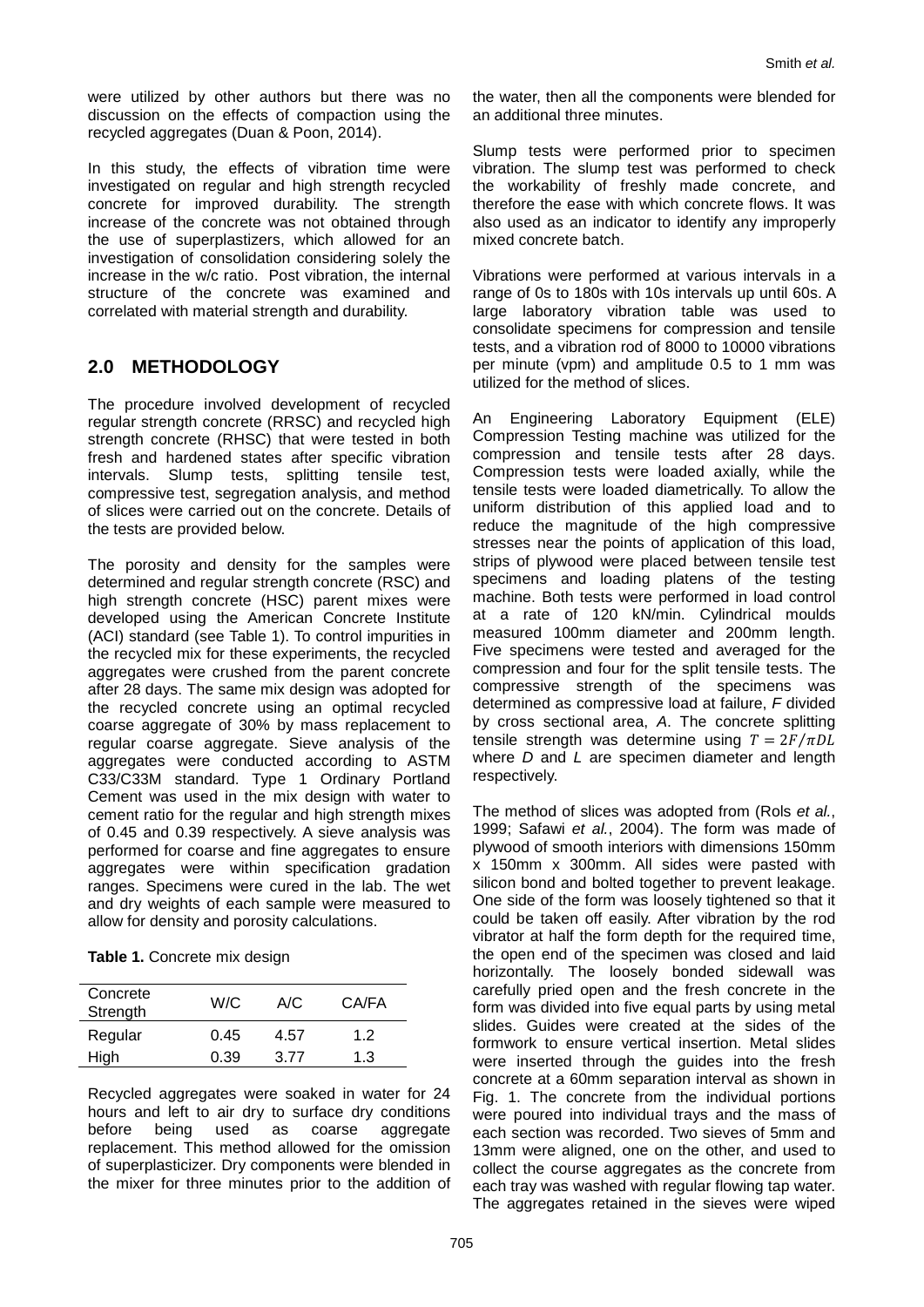were utilized by other authors but there was no discussion on the effects of compaction using the recycled aggregates (Duan & Poon, 2014).

In this study, the effects of vibration time were investigated on regular and high strength recycled concrete for improved durability. The strength increase of the concrete was not obtained through the use of superplastizers, which allowed for an investigation of consolidation considering solely the increase in the w/c ratio. Post vibration, the internal structure of the concrete was examined and correlated with material strength and durability.

## 2.0 METHODOLOGY

The procedure involved development of recycled regular strength concrete (RRSC) and recycled high strength concrete (RHSC) that were tested in both fresh and hardened states after specific vibration intervals. Slump tests, splitting tensile test, compressive test, segregation analysis, and method of slices were carried out on the concrete. Details of the tests are provided below.

The porosity and density for the samples were determined and regular strength concrete (RSC) and high strength concrete (HSC) parent mixes were developed using the American Concrete Institute (ACI) standard (see Table 1). To control impurities in the recycled mix for these experiments, the recycled aggregates were crushed from the parent concrete after 28 days. The same mix design was adopted for the recycled concrete using an optimal recycled coarse aggregate of 30% by mass replacement to regular coarse aggregate. Sieve analysis of the aggregates were conducted according to ASTM C33/C33M standard. Type 1 Ordinary Portland Cement was used in the mix design with water to cement ratio for the regular and high strength mixes of 0.45 and 0.39 respectively. A sieve analysis was performed for coarse and fine aggregates to ensure aggregates were within specification gradation ranges. Specimens were cured in the lab. The wet and dry weights of each sample were measured to allow for density and porosity calculations.

**Table 1.** Concrete mix design

| Concrete Strength | W/C | A/C | CA/FA |
|---|---|---|---|
| Regular | 0.45 | 4.57 | 1.2 |
| High | 0.39 | 3.77 | 1.3 |

Recycled aggregates were soaked in water for 24 hours and left to air dry to surface dry conditions before being used as coarse aggregate replacement. This method allowed for the omission of superplasticizer. Dry components were blended in the mixer for three minutes prior to the addition of the water, then all the components were blended for an additional three minutes.

Slump tests were performed prior to specimen vibration. The slump test was performed to check the workability of freshly made concrete, and therefore the ease with which concrete flows. It was also used as an indicator to identify any improperly mixed concrete batch.

Vibrations were performed at various intervals in a range of 0s to 180s with 10s intervals up until 60s. A large laboratory vibration table was used to consolidate specimens for compression and tensile tests, and a vibration rod of 8000 to 10000 vibrations per minute (vpm) and amplitude 0.5 to 1 mm was utilized for the method of slices.

An Engineering Laboratory Equipment (ELE) Compression Testing machine was utilized for the compression and tensile tests after 28 days. Compression tests were loaded axially, while the tensile tests were loaded diametrically. To allow the uniform distribution of this applied load and to reduce the magnitude of the high compressive stresses near the points of application of this load, strips of plywood were placed between tensile test specimens and loading platens of the testing machine. Both tests were performed in load control at a rate of 120 kN/min. Cylindrical moulds measured 100mm diameter and 200mm length. Five specimens were tested and averaged for the compression and four for the split tensile tests. The compressive strength of the specimens was determined as compressive load at failure, $F$ divided by cross sectional area, $A$. The concrete splitting tensile strength was determine using $T = 2F/\pi DL$ where $D$ and $L$ are specimen diameter and length respectively.

The method of slices was adopted from (Rols *et al.*, 1999; Safawi *et al.*, 2004). The form was made of plywood of smooth interiors with dimensions 150mm x 150mm x 300mm. All sides were pasted with silicon bond and bolted together to prevent leakage. One side of the form was loosely tightened so that it could be taken off easily. After vibration by the rod vibrator at half the form depth for the required time, the open end of the specimen was closed and laid horizontally. The loosely bonded sidewall was carefully pried open and the fresh concrete in the form was divided into five equal parts by using metal slides. Guides were created at the sides of the formwork to ensure vertical insertion. Metal slides were inserted through the guides into the fresh concrete at a 60mm separation interval as shown in Fig. 1. The concrete from the individual portions were poured into individual trays and the mass of each section was recorded. Two sieves of 5mm and 13mm were aligned, one on the other, and used to collect the course aggregates as the concrete from each tray was washed with regular flowing tap water. The aggregates retained in the sieves were wiped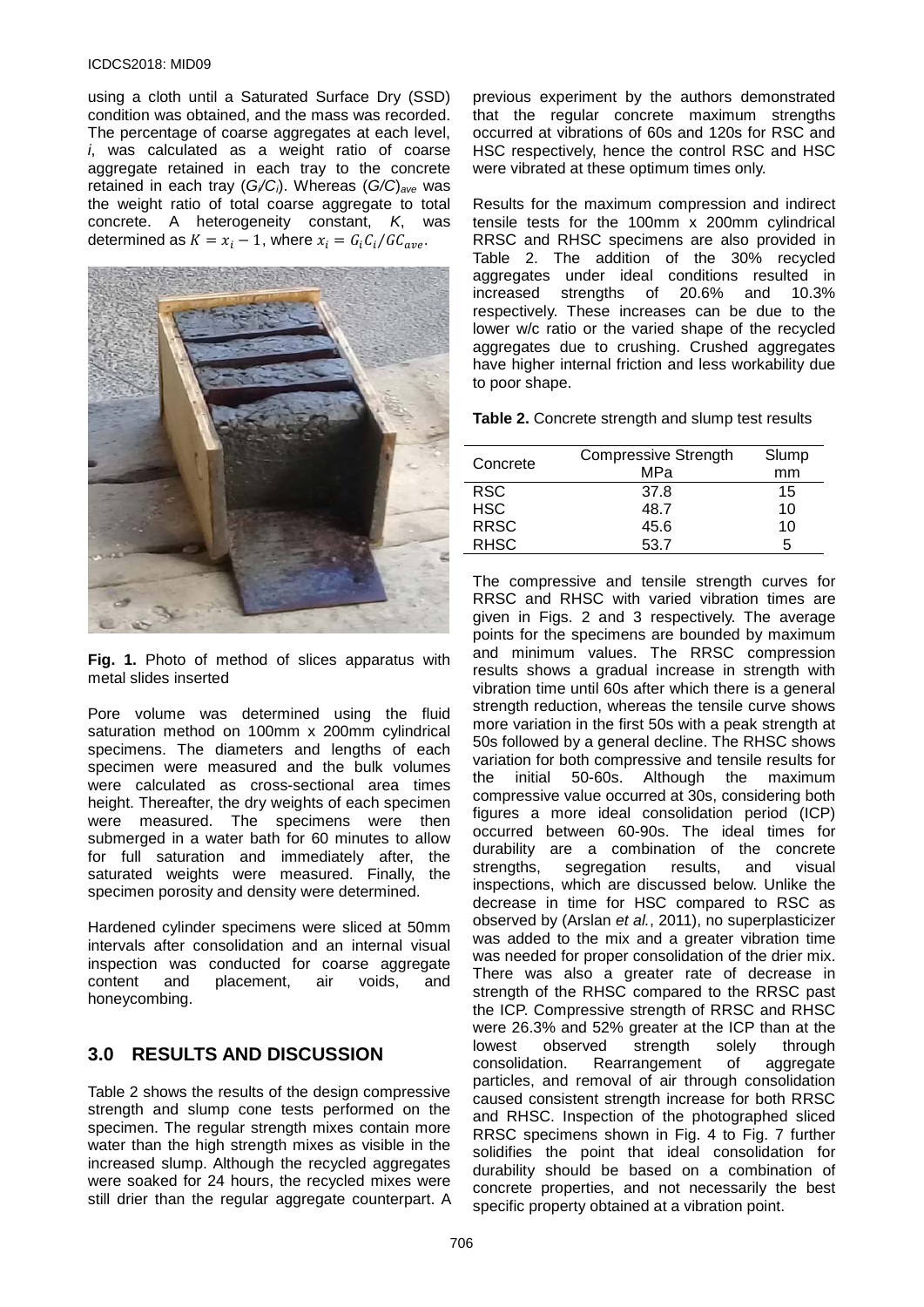using a cloth until a Saturated Surface Dry (SSD) condition was obtained, and the mass was recorded. The percentage of coarse aggregates at each level, $i$, was calculated as a weight ratio of coarse aggregate retained in each tray to the concrete retained in each tray ($G_i/C_i$). Whereas $(G/C)_{ave}$ was the weight ratio of total coarse aggregate to total concrete. A heterogeneity constant, $K$, was determined as $K = x_i - 1$, where $x_i = G_i C_i / GC_{ave}$.

**Fig. 1.** Photo of method of slices apparatus with metal slides inserted

Pore volume was determined using the fluid saturation method on 100mm x 200mm cylindrical specimens. The diameters and lengths of each specimen were measured and the bulk volumes were calculated as cross-sectional area times height. Thereafter, the dry weights of each specimen were measured. The specimens were then submerged in a water bath for 60 minutes to allow for full saturation and immediately after, the saturated weights were measured. Finally, the specimen porosity and density were determined.

Hardened cylinder specimens were sliced at 50mm intervals after consolidation and an internal visual inspection was conducted for coarse aggregate content and placement, air voids, and honeycombing.

## 3.0 RESULTS AND DISCUSSION

Table 2 shows the results of the design compressive strength and slump cone tests performed on the specimen. The regular strength mixes contain more water than the high strength mixes as visible in the increased slump. Although the recycled aggregates were soaked for 24 hours, the recycled mixes were still drier than the regular aggregate counterpart. A previous experiment by the authors demonstrated that the regular concrete maximum strengths occurred at vibrations of 60s and 120s for RSC and HSC respectively, hence the control RSC and HSC were vibrated at these optimum times only.

Results for the maximum compression and indirect tensile tests for the 100mm x 200mm cylindrical RRSC and RHSC specimens are also provided in Table 2. The addition of the 30% recycled aggregates under ideal conditions resulted in increased strengths of 20.6% and 10.3% respectively. These increases can be due to the lower w/c ratio or the varied shape of the recycled aggregates due to crushing. Crushed aggregates have higher internal friction and less workability due to poor shape.

**Table 2.** Concrete strength and slump test results

| Concrete | Compressive Strength MPa | Slump mm |
|---|---|---|
| RSC | 37.8 | 15 |
| HSC | 48.7 | 10 |
| RRSC | 45.6 | 10 |
| RHSC | 53.7 | 5 |

The compressive and tensile strength curves for RRSC and RHSC with varied vibration times are given in Figs. 2 and 3 respectively. The average points for the specimens are bounded by maximum and minimum values. The RRSC compression results shows a gradual increase in strength with vibration time until 60s after which there is a general strength reduction, whereas the tensile curve shows more variation in the first 50s with a peak strength at 50s followed by a general decline. The RHSC shows variation for both compressive and tensile results for the initial 50-60s. Although the maximum compressive value occurred at 30s, considering both figures a more ideal consolidation period (ICP) occurred between 60-90s. The ideal times for durability are a combination of the concrete strengths, segregation results, and visual inspections, which are discussed below. Unlike the decrease in time for HSC compared to RSC as observed by (Arslan *et al.*, 2011), no superplasticizer was added to the mix and a greater vibration time was needed for proper consolidation of the drier mix. There was also a greater rate of decrease in strength of the RHSC compared to the RRSC past the ICP. Compressive strength of RRSC and RHSC were 26.3% and 52% greater at the ICP than at the lowest observed strength solely through consolidation. Rearrangement of aggregate particles, and removal of air through consolidation caused consistent strength increase for both RRSC and RHSC. Inspection of the photographed sliced RRSC specimens shown in Fig. 4 to Fig. 7 further solidifies the point that ideal consolidation for durability should be based on a combination of concrete properties, and not necessarily the best specific property obtained at a vibration point.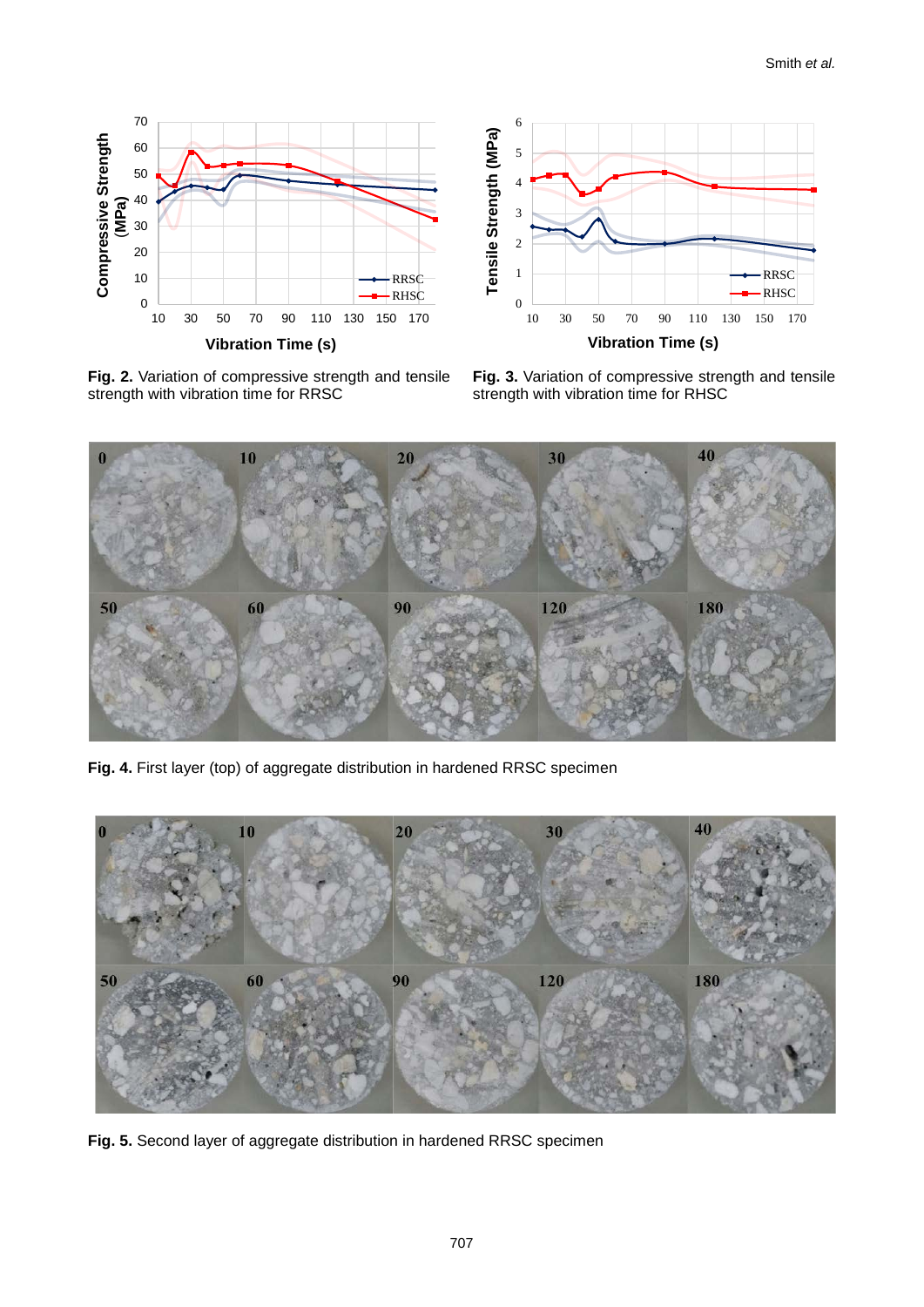**Fig. 2.** Variation of compressive strength and tensile strength with vibration time for RRSC

**Fig. 3.** Variation of compressive strength and tensile strength with vibration time for RHSC

**Fig. 4.** First layer (top) of aggregate distribution in hardened RRSC specimen

**Fig. 5.** Second layer of aggregate distribution in hardened RRSC specimen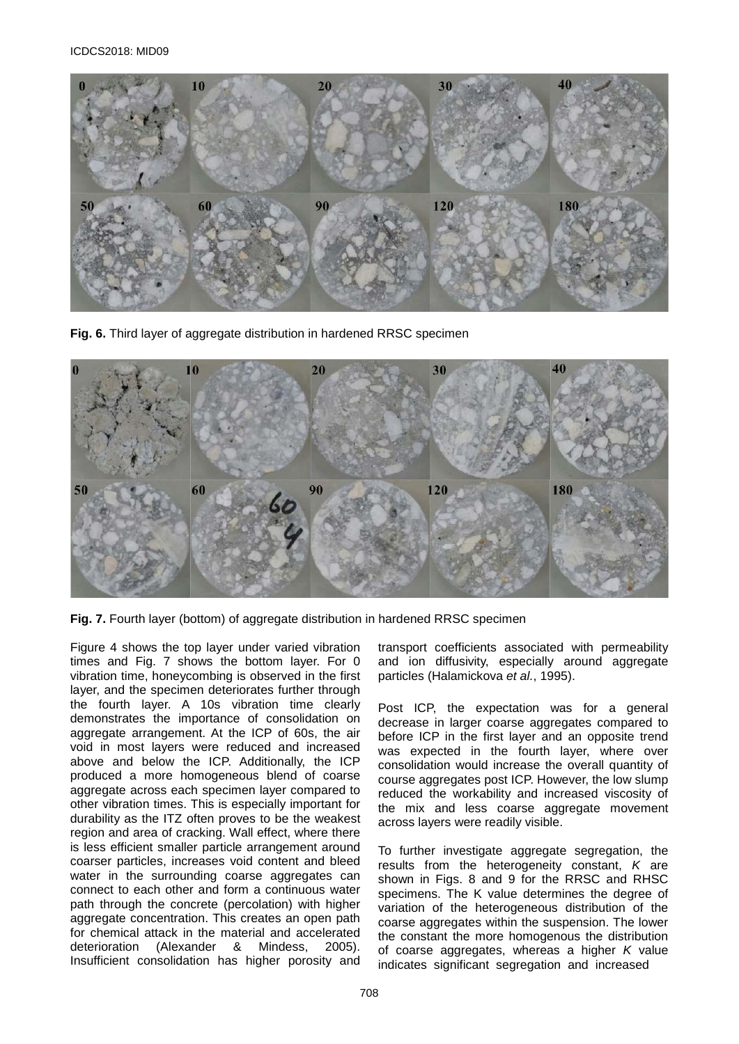**Fig. 6.** Third layer of aggregate distribution in hardened RRSC specimen

**Fig. 7.** Fourth layer (bottom) of aggregate distribution in hardened RRSC specimen

Figure 4 shows the top layer under varied vibration times and Fig. 7 shows the bottom layer. For 0 vibration time, honeycombing is observed in the first layer, and the specimen deteriorates further through the fourth layer. A 10s vibration time clearly demonstrates the importance of consolidation on aggregate arrangement. At the ICP of 60s, the air void in most layers were reduced and increased above and below the ICP. Additionally, the ICP produced a more homogeneous blend of coarse aggregate across each specimen layer compared to other vibration times. This is especially important for durability as the ITZ often proves to be the weakest region and area of cracking. Wall effect, where there is less efficient smaller particle arrangement around coarser particles, increases void content and bleed water in the surrounding coarse aggregates can connect to each other and form a continuous water path through the concrete (percolation) with higher aggregate concentration. This creates an open path for chemical attack in the material and accelerated deterioration (Alexander & Mindess, 2005). Insufficient consolidation has higher porosity and transport coefficients associated with permeability and ion diffusivity, especially around aggregate particles (Halamickova *et al.*, 1995).

Post ICP, the expectation was for a general decrease in larger coarse aggregates compared to before ICP in the first layer and an opposite trend was expected in the fourth layer, where over consolidation would increase the overall quantity of course aggregates post ICP. However, the low slump reduced the workability and increased viscosity of the mix and less coarse aggregate movement across layers were readily visible.

To further investigate aggregate segregation, the results from the heterogeneity constant, *K* are shown in Figs. 8 and 9 for the RRSC and RHSC specimens. The K value determines the degree of variation of the heterogeneous distribution of the coarse aggregates within the suspension. The lower the constant the more homogenous the distribution of coarse aggregates, whereas a higher *K* value indicates significant segregation and increased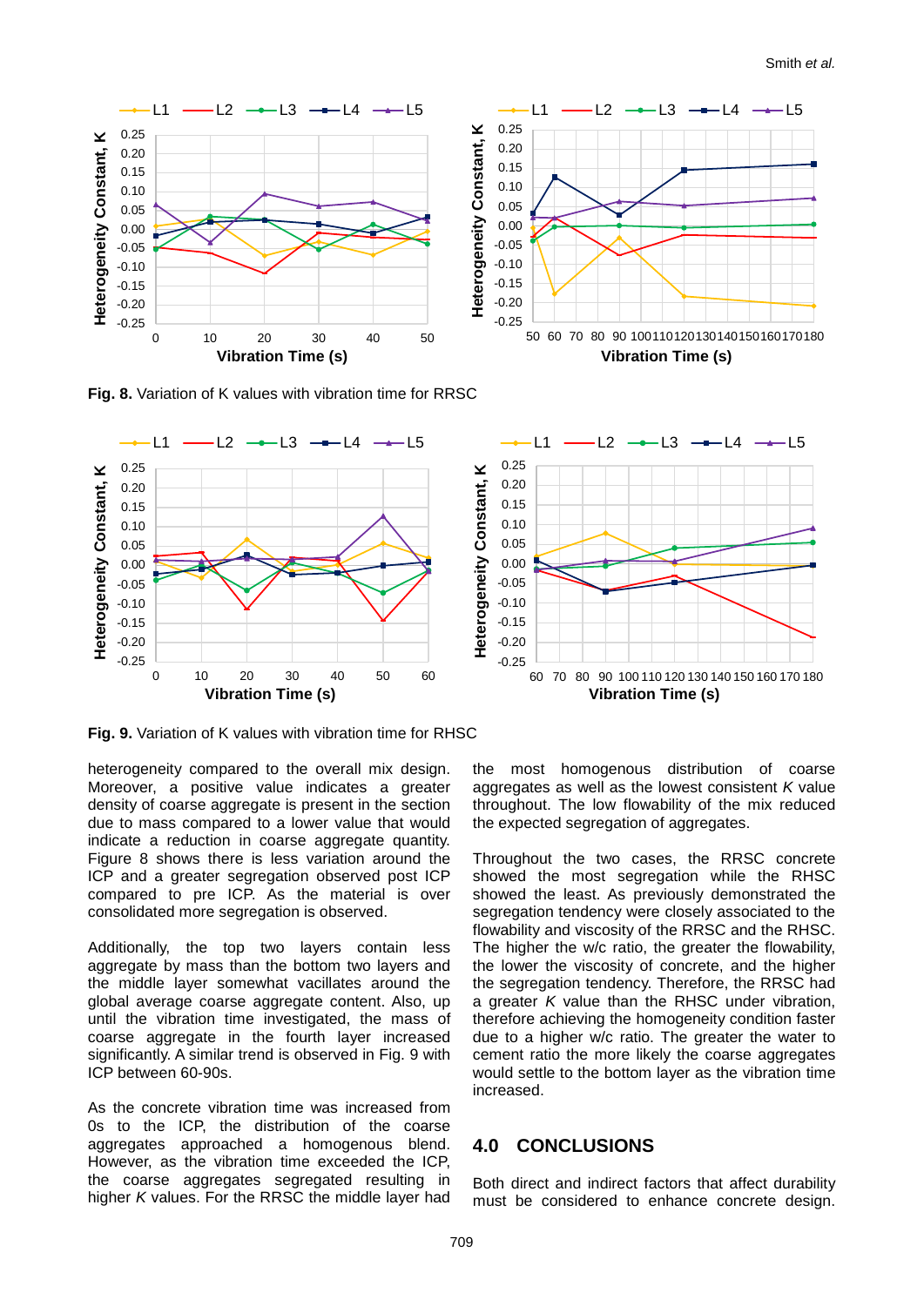**Fig. 8.** Variation of K values with vibration time for RRSC

**Fig. 9.** Variation of K values with vibration time for RHSC

heterogeneity compared to the overall mix design. Moreover, a positive value indicates a greater density of coarse aggregate is present in the section due to mass compared to a lower value that would indicate a reduction in coarse aggregate quantity. Figure 8 shows there is less variation around the ICP and a greater segregation observed post ICP compared to pre ICP. As the material is over consolidated more segregation is observed.

Additionally, the top two layers contain less aggregate by mass than the bottom two layers and the middle layer somewhat vacillates around the global average coarse aggregate content. Also, up until the vibration time investigated, the mass of coarse aggregate in the fourth layer increased significantly. A similar trend is observed in Fig. 9 with ICP between 60-90s.

As the concrete vibration time was increased from 0s to the ICP, the distribution of the coarse aggregates approached a homogenous blend. However, as the vibration time exceeded the ICP, the coarse aggregates segregated resulting in higher *K* values. For the RRSC the middle layer had the most homogenous distribution of coarse aggregates as well as the lowest consistent *K* value throughout. The low flowability of the mix reduced the expected segregation of aggregates.

Throughout the two cases, the RRSC concrete showed the most segregation while the RHSC showed the least. As previously demonstrated the segregation tendency were closely associated to the flowability and viscosity of the RRSC and the RHSC. The higher the w/c ratio, the greater the flowability, the lower the viscosity of concrete, and the higher the segregation tendency. Therefore, the RRSC had a greater *K* value than the RHSC under vibration, therefore achieving the homogeneity condition faster due to a higher w/c ratio. The greater the water to cement ratio the more likely the coarse aggregates would settle to the bottom layer as the vibration time increased.

## 4.0 CONCLUSIONS

Both direct and indirect factors that affect durability must be considered to enhance concrete design.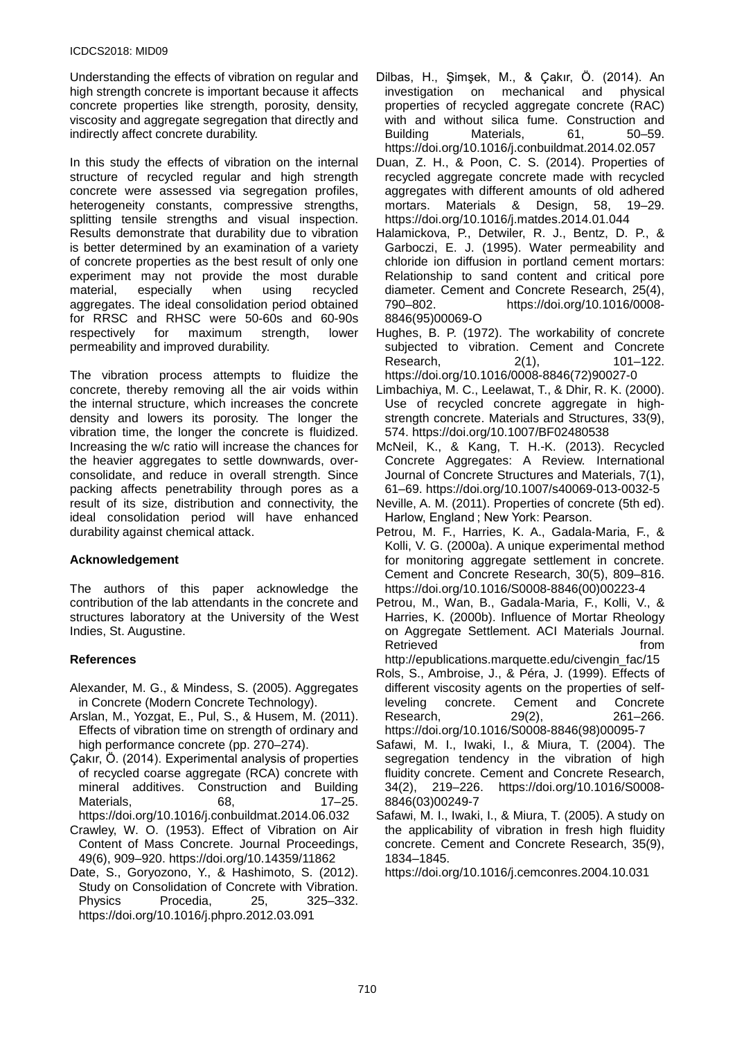Understanding the effects of vibration on regular and high strength concrete is important because it affects concrete properties like strength, porosity, density, viscosity and aggregate segregation that directly and indirectly affect concrete durability.

In this study the effects of vibration on the internal structure of recycled regular and high strength concrete were assessed via segregation profiles, heterogeneity constants, compressive strengths, splitting tensile strengths and visual inspection. Results demonstrate that durability due to vibration is better determined by an examination of a variety of concrete properties as the best result of only one experiment may not provide the most durable material, especially when using recycled aggregates. The ideal consolidation period obtained for RRSC and RHSC were 50-60s and 60-90s respectively for maximum strength, lower permeability and improved durability.

The vibration process attempts to fluidize the concrete, thereby removing all the air voids within the internal structure, which increases the concrete density and lowers its porosity. The longer the vibration time, the longer the concrete is fluidized. Increasing the w/c ratio will increase the chances for the heavier aggregates to settle downwards, over-consolidate, and reduce in overall strength. Since packing affects penetrability through pores as a result of its size, distribution and connectivity, the ideal consolidation period will have enhanced durability against chemical attack.

## Acknowledgement

The authors of this paper acknowledge the contribution of the lab attendants in the concrete and structures laboratory at the University of the West Indies, St. Augustine.

## References

Alexander, M. G., & Mindess, S. (2005). Aggregates in Concrete (Modern Concrete Technology).

Arslan, M., Yozgat, E., Pul, S., & Husem, M. (2011). Effects of vibration time on strength of ordinary and high performance concrete (pp. 270–274).

Çakır, Ö. (2014). Experimental analysis of properties of recycled coarse aggregate (RCA) concrete with mineral additives. Construction and Building Materials, 68, 17–25. https://doi.org/10.1016/j.conbuildmat.2014.06.032

Crawley, W. O. (1953). Effect of Vibration on Air Content of Mass Concrete. Journal Proceedings, 49(6), 909–920. https://doi.org/10.14359/11862

Date, S., Goryozono, Y., & Hashimoto, S. (2012). Study on Consolidation of Concrete with Vibration. Physics Procedia, 25, 325–332. https://doi.org/10.1016/j.phpro.2012.03.091

Dilbas, H., Şimşek, M., & Çakır, Ö. (2014). An investigation on mechanical and physical properties of recycled aggregate concrete (RAC) with and without silica fume. Construction and Building Materials, 61, 50–59. https://doi.org/10.1016/j.conbuildmat.2014.02.057

Duan, Z. H., & Poon, C. S. (2014). Properties of recycled aggregate concrete made with recycled aggregates with different amounts of old adhered mortars. Materials & Design, 58, 19–29. https://doi.org/10.1016/j.matdes.2014.01.044

Halamickova, P., Detwiler, R. J., Bentz, D. P., & Garboczi, E. J. (1995). Water permeability and chloride ion diffusion in portland cement mortars: Relationship to sand content and critical pore diameter. Cement and Concrete Research, 25(4), 790–802. https://doi.org/10.1016/0008-8846(95)00069-O

Hughes, B. P. (1972). The workability of concrete subjected to vibration. Cement and Concrete Research, 2(1), 101–122. https://doi.org/10.1016/0008-8846(72)90027-0

Limbachiya, M. C., Leelawat, T., & Dhir, R. K. (2000). Use of recycled concrete aggregate in high-strength concrete. Materials and Structures, 33(9), 574. https://doi.org/10.1007/BF02480538

McNeil, K., & Kang, T. H.-K. (2013). Recycled Concrete Aggregates: A Review. International Journal of Concrete Structures and Materials, 7(1), 61–69. https://doi.org/10.1007/s40069-013-0032-5

Neville, A. M. (2011). Properties of concrete (5th ed). Harlow, England ; New York: Pearson.

Petrou, M. F., Harries, K. A., Gadala-Maria, F., & Kolli, V. G. (2000a). A unique experimental method for monitoring aggregate settlement in concrete. Cement and Concrete Research, 30(5), 809–816. https://doi.org/10.1016/S0008-8846(00)00223-4

Petrou, M., Wan, B., Gadala-Maria, F., Kolli, V., & Harries, K. (2000b). Influence of Mortar Rheology on Aggregate Settlement. ACI Materials Journal. Retrieved from http://epublications.marquette.edu/civengin_fac/15

Rols, S., Ambroise, J., & Péra, J. (1999). Effects of different viscosity agents on the properties of self-leveling concrete. Cement and Concrete Research, 29(2), 261–266. https://doi.org/10.1016/S0008-8846(98)00095-7

Safawi, M. I., Iwaki, I., & Miura, T. (2004). The segregation tendency in the vibration of high fluidity concrete. Cement and Concrete Research, 34(2), 219–226. https://doi.org/10.1016/S0008-8846(03)00249-7

Safawi, M. I., Iwaki, I., & Miura, T. (2005). A study on the applicability of vibration in fresh high fluidity concrete. Cement and Concrete Research, 35(9), 1834–1845. https://doi.org/10.1016/j.cemconres.2004.10.031